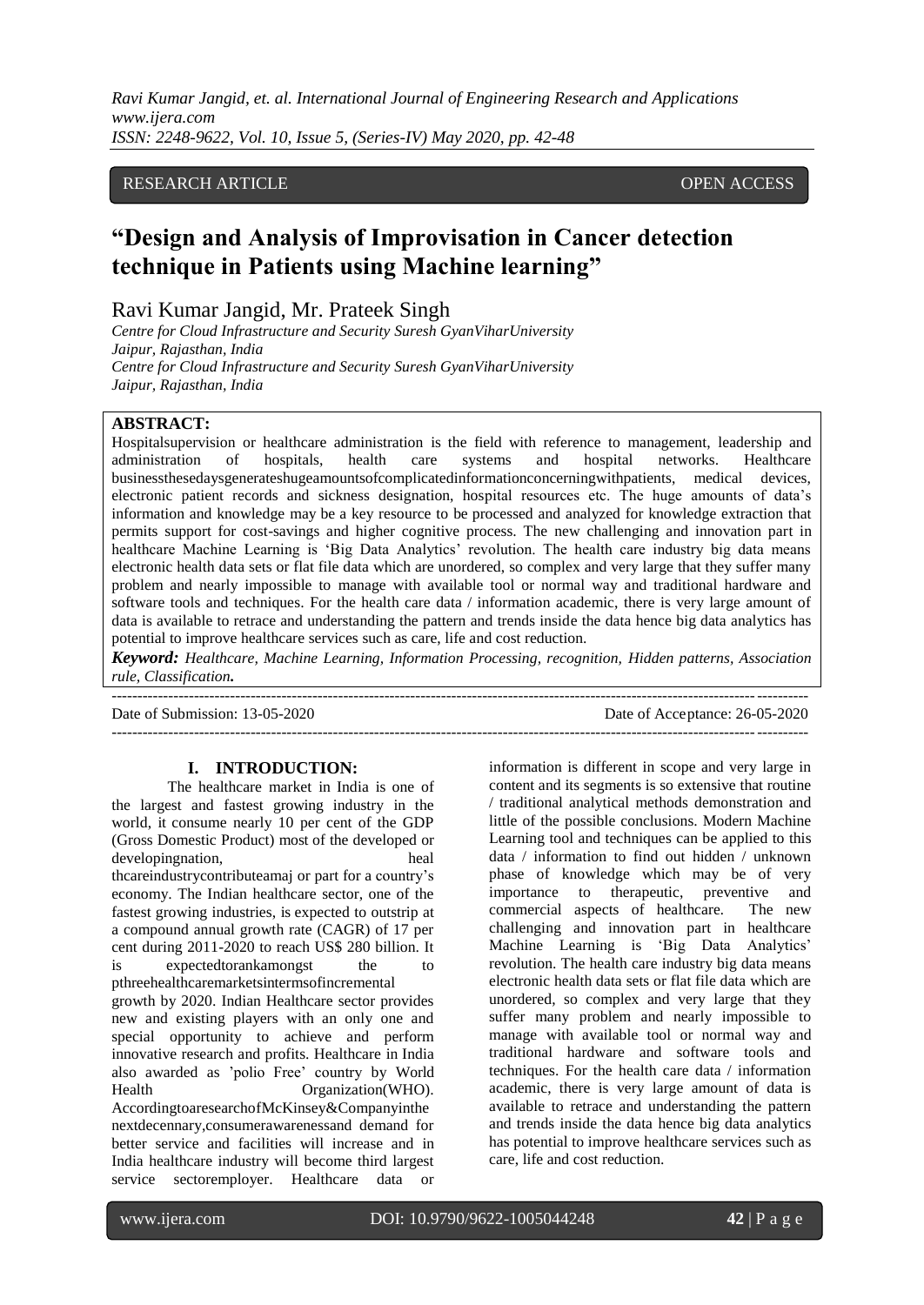RESEARCH ARTICLE OPEN ACCESS

# "Design and Analysis of Improvisation in Cancer detection technique in Patients using Machine learning"

Ravi Kumar Jangid, Mr. Prateek Singh

*Centre for Cloud Infrastructure and Security Suresh GyanViharUniversity*
*Jaipur, Rajasthan, India*
*Centre for Cloud Infrastructure and Security Suresh GyanViharUniversity*
*Jaipur, Rajasthan, India*

**ABSTRACT:**

Hospitalsupervision or healthcare administration is the field with reference to management, leadership and administration of hospitals, health care systems and hospital networks. Healthcare businessthesedaysgenerateshugeamountsofcomplicatedinformationconcerningwithpatients, medical devices, electronic patient records and sickness designation, hospital resources etc. The huge amounts of data's information and knowledge may be a key resource to be processed and analyzed for knowledge extraction that permits support for cost-savings and higher cognitive process. The new challenging and innovation part in healthcare Machine Learning is 'Big Data Analytics' revolution. The health care industry big data means electronic health data sets or flat file data which are unordered, so complex and very large that they suffer many problem and nearly impossible to manage with available tool or normal way and traditional hardware and software tools and techniques. For the health care data / information academic, there is very large amount of data is available to retrace and understanding the pattern and trends inside the data hence big data analytics has potential to improve healthcare services such as care, life and cost reduction.

***Keyword:*** *Healthcare, Machine Learning, Information Processing, recognition, Hidden patterns, Association rule, Classification.*

Date of Submission: 13-05-2020 Date of Acceptance: 26-05-2020

## I. INTRODUCTION:

The healthcare market in India is one of the largest and fastest growing industry in the world, it consume nearly 10 per cent of the GDP (Gross Domestic Product) most of the developed or developingnation, healthcareindustrycontributeamaj or part for a country's economy. The Indian healthcare sector, one of the fastest growing industries, is expected to outstrip at a compound annual growth rate (CAGR) of 17 per cent during 2011-2020 to reach US$ 280 billion. It is expectedtorankamongst the to pthreehealthcaremarketsintermsofincremental growth by 2020. Indian Healthcare sector provides new and existing players with an only one and special opportunity to achieve and perform innovative research and profits. Healthcare in India also awarded as 'polio Free' country by World Health Organization(WHO). AccordingtoaresearchofMcKinsey&Companyinthe nextdecennary,consumerawarenessand demand for better service and facilities will increase and in India healthcare industry will become third largest service sectoremployer. Healthcare data or information is different in scope and very large in content and its segments is so extensive that routine / traditional analytical methods demonstration and little of the possible conclusions. Modern Machine Learning tool and techniques can be applied to this data / information to find out hidden / unknown phase of knowledge which may be of very importance to therapeutic, preventive and commercial aspects of healthcare. The new challenging and innovation part in healthcare Machine Learning is 'Big Data Analytics' revolution. The health care industry big data means electronic health data sets or flat file data which are unordered, so complex and very large that they suffer many problem and nearly impossible to manage with available tool or normal way and traditional hardware and software tools and techniques. For the health care data / information academic, there is very large amount of data is available to retrace and understanding the pattern and trends inside the data hence big data analytics has potential to improve healthcare services such as care, life and cost reduction.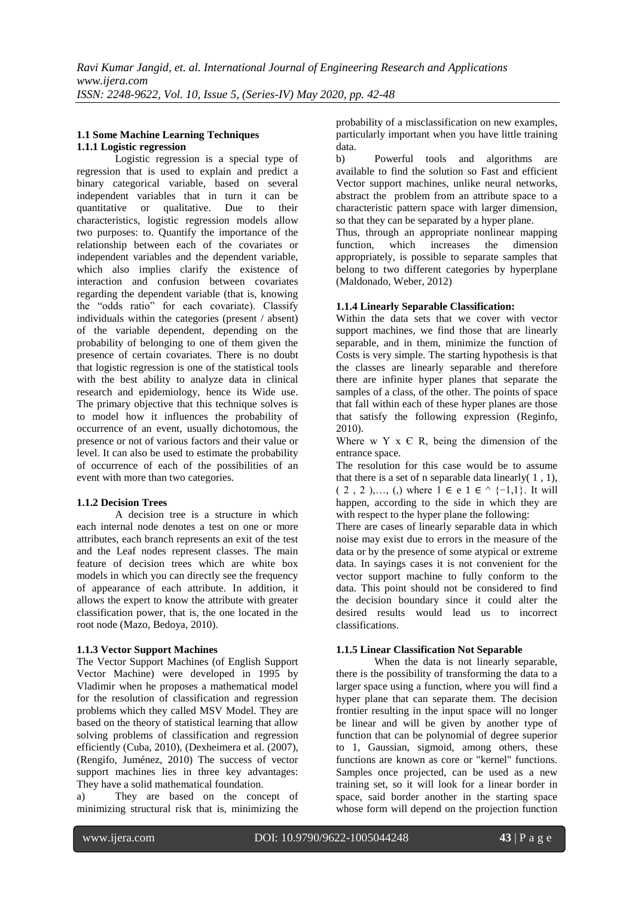### 1.1 Some Machine Learning Techniques

#### 1.1.1 Logistic regression

Logistic regression is a special type of regression that is used to explain and predict a binary categorical variable, based on several independent variables that in turn it can be quantitative or qualitative. Due to their characteristics, logistic regression models allow two purposes: to. Quantify the importance of the relationship between each of the covariates or independent variables and the dependent variable, which also implies clarify the existence of interaction and confusion between covariates regarding the dependent variable (that is, knowing the "odds ratio" for each covariate). Classify individuals within the categories (present / absent) of the variable dependent, depending on the probability of belonging to one of them given the presence of certain covariates. There is no doubt that logistic regression is one of the statistical tools with the best ability to analyze data in clinical research and epidemiology, hence its Wide use. The primary objective that this technique solves is to model how it influences the probability of occurrence of an event, usually dichotomous, the presence or not of various factors and their value or level. It can also be used to estimate the probability of occurrence of each of the possibilities of an event with more than two categories.

#### 1.1.2 Decision Trees

A decision tree is a structure in which each internal node denotes a test on one or more attributes, each branch represents an exit of the test and the Leaf nodes represent classes. The main feature of decision trees which are white box models in which you can directly see the frequency of appearance of each attribute. In addition, it allows the expert to know the attribute with greater classification power, that is, the one located in the root node (Mazo, Bedoya, 2010).

#### 1.1.3 Vector Support Machines

The Vector Support Machines (of English Support Vector Machine) were developed in 1995 by Vladimir when he proposes a mathematical model for the resolution of classification and regression problems which they called MSV Model. They are based on the theory of statistical learning that allow solving problems of classification and regression efficiently (Cuba, 2010), (Dexheimera et al. (2007), (Rengifo, Juménez, 2010) The success of vector support machines lies in three key advantages: They have a solid mathematical foundation.

a) They are based on the concept of minimizing structural risk that is, minimizing the probability of a misclassification on new examples, particularly important when you have little training data.

b) Powerful tools and algorithms are available to find the solution so Fast and efficient Vector support machines, unlike neural networks, abstract the problem from an attribute space to a characteristic pattern space with larger dimension, so that they can be separated by a hyper plane.

Thus, through an appropriate nonlinear mapping function, which increases the dimension appropriately, is possible to separate samples that belong to two different categories by hyperplane (Maldonado, Weber, 2012)

#### 1.1.4 Linearly Separable Classification:

Within the data sets that we cover with vector support machines, we find those that are linearly separable, and in them, minimize the function of Costs is very simple. The starting hypothesis is that the classes are linearly separable and therefore there are infinite hyper planes that separate the samples of a class, of the other. The points of space that fall within each of these hyper planes are those that satisfy the following expression (Reginfo, 2010).

Where w Y x Є R, being the dimension of the entrance space.

The resolution for this case would be to assume that there is a set of n separable data linearly( 1 , 1), ( 2 , 2 ),…, (,) where 1 ∈ e 1 ∈ ^ {−1,1}. It will happen, according to the side in which they are with respect to the hyper plane the following:

There are cases of linearly separable data in which noise may exist due to errors in the measure of the data or by the presence of some atypical or extreme data. In sayings cases it is not convenient for the vector support machine to fully conform to the data. This point should not be considered to find the decision boundary since it could alter the desired results would lead us to incorrect classifications.

#### 1.1.5 Linear Classification Not Separable

When the data is not linearly separable, there is the possibility of transforming the data to a larger space using a function, where you will find a hyper plane that can separate them. The decision frontier resulting in the input space will no longer be linear and will be given by another type of function that can be polynomial of degree superior to 1, Gaussian, sigmoid, among others, these functions are known as core or "kernel" functions. Samples once projected, can be used as a new training set, so it will look for a linear border in space, said border another in the starting space whose form will depend on the projection function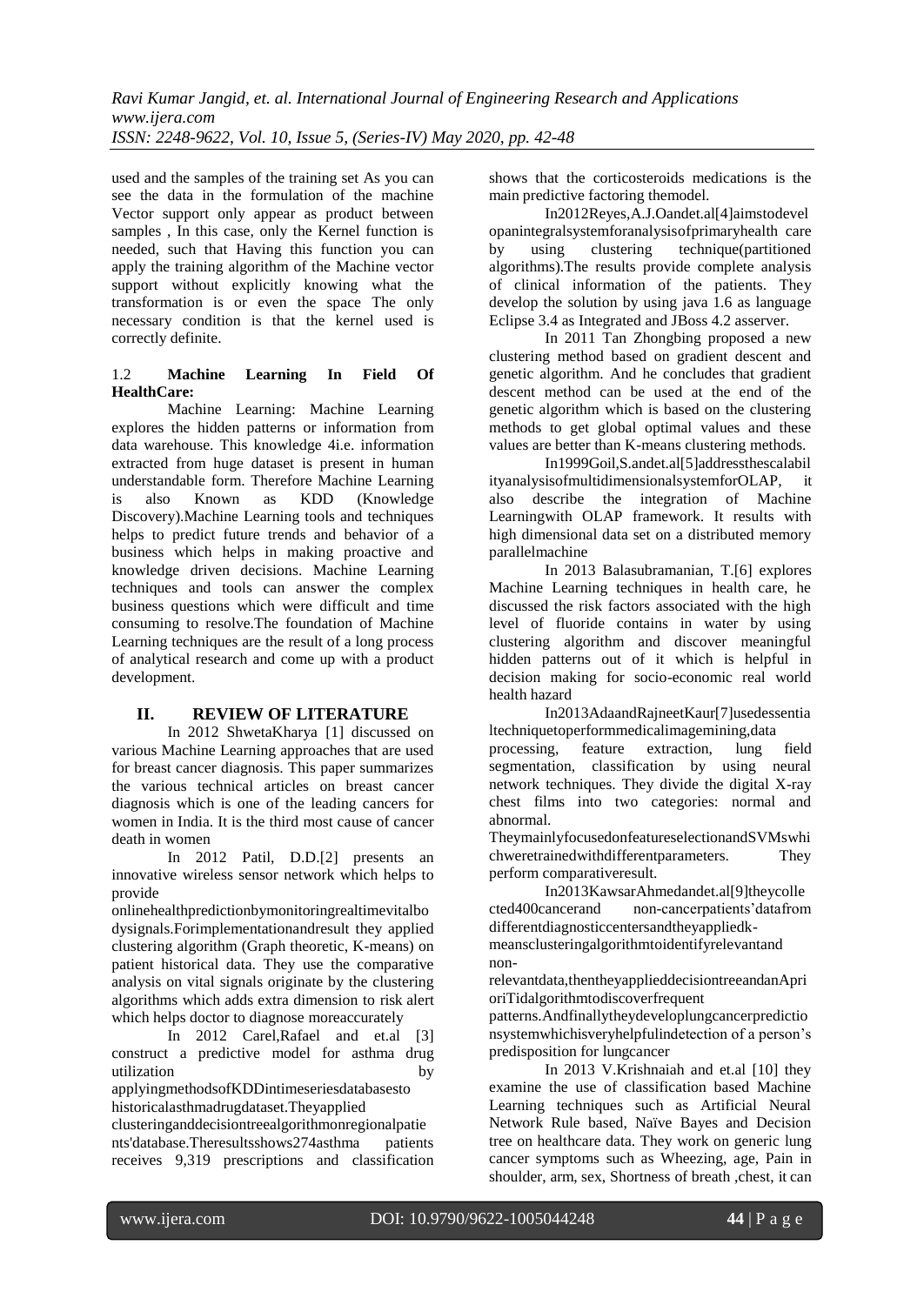used and the samples of the training set As you can see the data in the formulation of the machine Vector support only appear as product between samples , In this case, only the Kernel function is needed, such that Having this function you can apply the training algorithm of the Machine vector support without explicitly knowing what the transformation is or even the space The only necessary condition is that the kernel used is correctly definite.

### 1.2 **Machine Learning In Field Of HealthCare:**

Machine Learning: Machine Learning explores the hidden patterns or information from data warehouse. This knowledge 4i.e. information extracted from huge dataset is present in human understandable form. Therefore Machine Learning is also Known as KDD (Knowledge Discovery).Machine Learning tools and techniques helps to predict future trends and behavior of a business which helps in making proactive and knowledge driven decisions. Machine Learning techniques and tools can answer the complex business questions which were difficult and time consuming to resolve.The foundation of Machine Learning techniques are the result of a long process of analytical research and come up with a product development.

## II. REVIEW OF LITERATURE

In 2012 ShwetaKharya [1] discussed on various Machine Learning approaches that are used for breast cancer diagnosis. This paper summarizes the various technical articles on breast cancer diagnosis which is one of the leading cancers for women in India. It is the third most cause of cancer death in women

In 2012 Patil, D.D.[2] presents an innovative wireless sensor network which helps to provide onlinehealthpredictionbymonitoringrealtimevitalbodysignals.Forimplementationandresult they applied clustering algorithm (Graph theoretic, K-means) on patient historical data. They use the comparative analysis on vital signals originate by the clustering algorithms which adds extra dimension to risk alert which helps doctor to diagnose moreaccurately

In 2012 Carel,Rafael and et.al [3] construct a predictive model for asthma drug utilization by applyingmethodsofKDDintimeseriesdatabasesto historicalasthmadrugdataset.Theyapplied clusteringanddecisiontreealgorithmonregionalpatients'database.Theresultsshows274asthma patients receives 9,319 prescriptions and classification shows that the corticosteroids medications is the main predictive factoring themodel.

In2012Reyes,A.J.Oandet.al[4]aimstodevelopanintegralsystemforanalysisofprimaryhealth care by using clustering technique(partitioned algorithms).The results provide complete analysis of clinical information of the patients. They develop the solution by using java 1.6 as language Eclipse 3.4 as Integrated and JBoss 4.2 asserver.

In 2011 Tan Zhongbing proposed a new clustering method based on gradient descent and genetic algorithm. And he concludes that gradient descent method can be used at the end of the genetic algorithm which is based on the clustering methods to get global optimal values and these values are better than K-means clustering methods.

In1999Goil,S.andet.al[5]addressthescalabilityanalysisofmultidimensionalsystemforOLAP, it also describe the integration of Machine Learningwith OLAP framework. It results with high dimensional data set on a distributed memory parallelmachine

In 2013 Balasubramanian, T.[6] explores Machine Learning techniques in health care, he discussed the risk factors associated with the high level of fluoride contains in water by using clustering algorithm and discover meaningful hidden patterns out of it which is helpful in decision making for socio-economic real world health hazard

In2013AdaandRajneetKaur[7]usedessentialtechniquetoperformmedicalimagemining,data processing, feature extraction, lung field segmentation, classification by using neural network techniques. They divide the digital X-ray chest films into two categories: normal and abnormal. TheymainlyfocusedonfeatureselectionandSVMswhichweretrainedwithdifferentparameters. They perform comparativeresult.

In2013KawsarAhmedandet.al[9]theycollected400cancerand non-cancerpatients'datafrom differentdiagnosticcentersandtheyappliedk-meansclusteringalgorithmtoidentifyrelevantand non-relevantdata,thentheyapplieddecisiontreeandanAprioriTidalgorithmtodiscoverfrequent patterns.Andfinallytheydeveloplungcancerpredictionsystemwhichisveryhelpfulindetection of a person's predisposition for lungcancer

In 2013 V.Krishnaiah and et.al [10] they examine the use of classification based Machine Learning techniques such as Artificial Neural Network Rule based, Naïve Bayes and Decision tree on healthcare data. They work on generic lung cancer symptoms such as Wheezing, age, Pain in shoulder, arm, sex, Shortness of breath ,chest, it can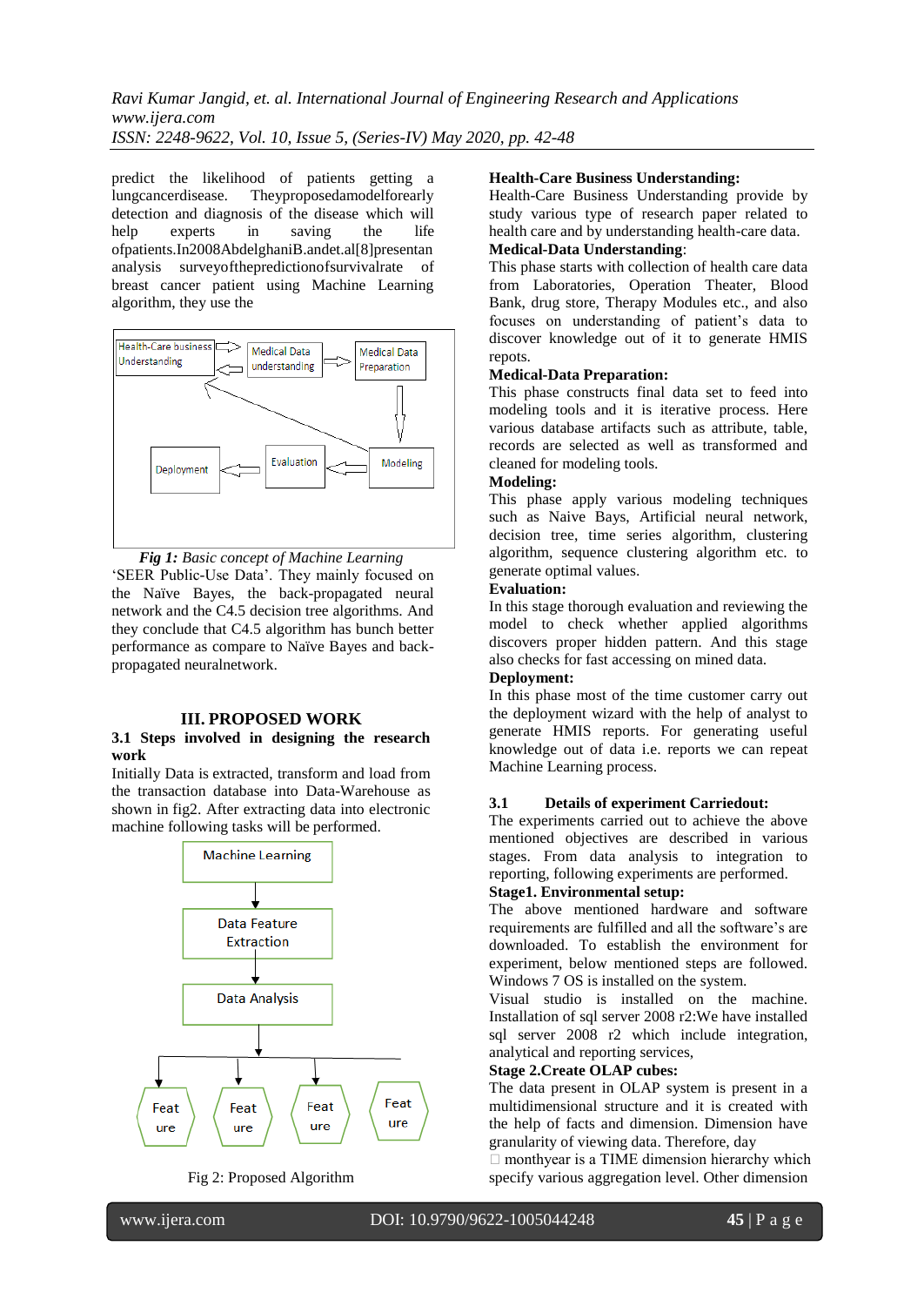predict the likelihood of patients getting a lungcancerdisease. Theyproposedamodelforearly detection and diagnosis of the disease which will help experts in saving the life ofpatients.In2008AbdelghaniB.andet.al[8]presentan analysis surveyofthepredictionofsurvivalrate of breast cancer patient using Machine Learning algorithm, they use the

*Fig 1: Basic concept of Machine Learning*

'SEER Public-Use Data'. They mainly focused on the Naïve Bayes, the back-propagated neural network and the C4.5 decision tree algorithms. And they conclude that C4.5 algorithm has bunch better performance as compare to Naïve Bayes and back-propagated neuralnetwork.

## III. PROPOSED WORK

### 3.1 Steps involved in designing the research work

Initially Data is extracted, transform and load from the transaction database into Data-Warehouse as shown in fig2. After extracting data into electronic machine following tasks will be performed.

Fig 2: Proposed Algorithm

**Health-Care Business Understanding:**
Health-Care Business Understanding provide by study various type of research paper related to health care and by understanding health-care data.

**Medical-Data Understanding**:
This phase starts with collection of health care data from Laboratories, Operation Theater, Blood Bank, drug store, Therapy Modules etc., and also focuses on understanding of patient's data to discover knowledge out of it to generate HMIS repots.

**Medical-Data Preparation:**
This phase constructs final data set to feed into modeling tools and it is iterative process. Here various database artifacts such as attribute, table, records are selected as well as transformed and cleaned for modeling tools.

**Modeling:**
This phase apply various modeling techniques such as Naive Bays, Artificial neural network, decision tree, time series algorithm, clustering algorithm, sequence clustering algorithm etc. to generate optimal values.

**Evaluation:**
In this stage thorough evaluation and reviewing the model to check whether applied algorithms discovers proper hidden pattern. And this stage also checks for fast accessing on mined data.

**Deployment:**
In this phase most of the time customer carry out the deployment wizard with the help of analyst to generate HMIS reports. For generating useful knowledge out of data i.e. reports we can repeat Machine Learning process.

### 3.1 Details of experiment Carriedout:

The experiments carried out to achieve the above mentioned objectives are described in various stages. From data analysis to integration to reporting, following experiments are performed.

**Stage1. Environmental setup:**
The above mentioned hardware and software requirements are fulfilled and all the software's are downloaded. To establish the environment for experiment, below mentioned steps are followed. Windows 7 OS is installed on the system.
Visual studio is installed on the machine. Installation of sql server 2008 r2:We have installed sql server 2008 r2 which include integration, analytical and reporting services,

**Stage 2.Create OLAP cubes:**
The data present in OLAP system is present in a multidimensional structure and it is created with the help of facts and dimension. Dimension have granularity of viewing data. Therefore, day
 monthyear is a TIME dimension hierarchy which specify various aggregation level. Other dimension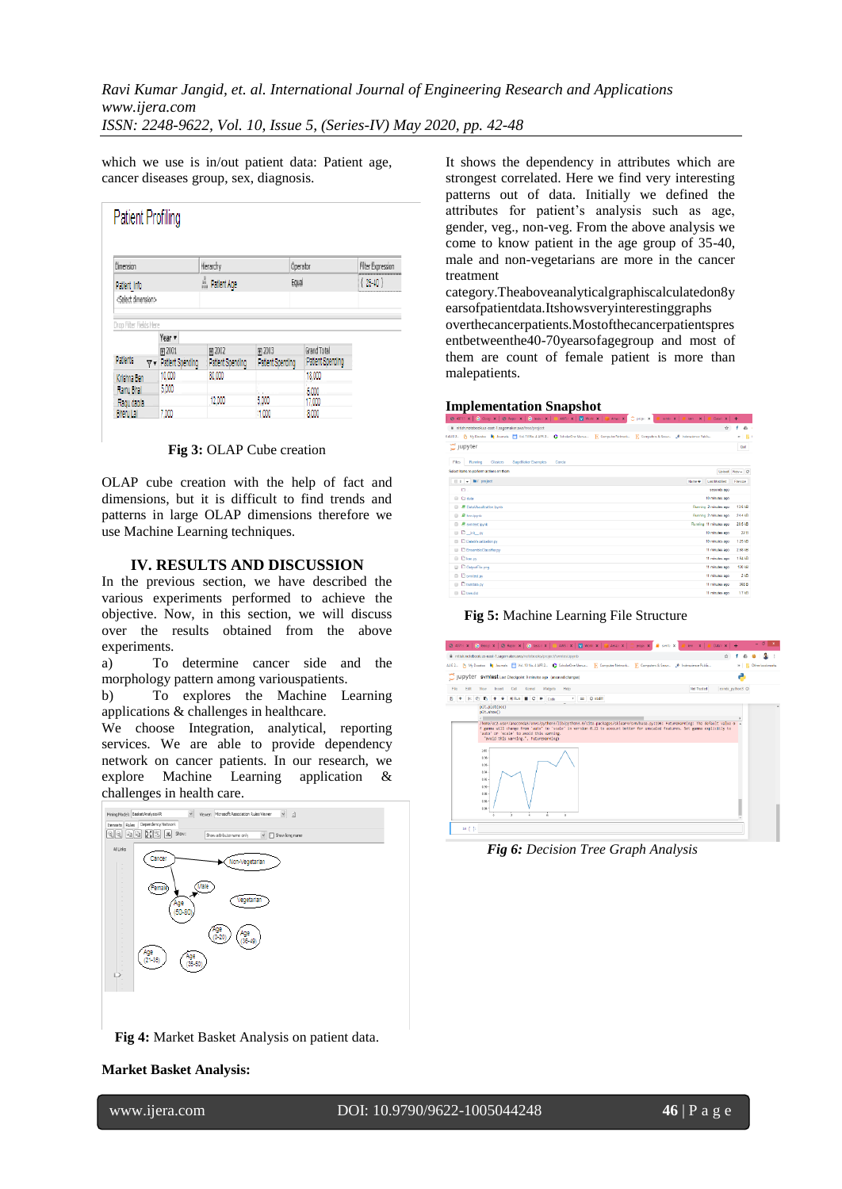which we use is in/out patient data: Patient age, cancer diseases group, sex, diagnosis.

Fig 3: OLAP Cube creation

OLAP cube creation with the help of fact and dimensions, but it is difficult to find trends and patterns in large OLAP dimensions therefore we use Machine Learning techniques.

## IV. RESULTS AND DISCUSSION

In the previous section, we have described the various experiments performed to achieve the objective. Now, in this section, we will discuss over the results obtained from the above experiments.

a) To determine cancer side and the morphology pattern among variouspatients.

b) To explores the Machine Learning applications & challenges in healthcare.

We choose Integration, analytical, reporting services. We are able to provide dependency network on cancer patients. In our research, we explore Machine Learning application & challenges in health care.

Fig 4: Market Basket Analysis on patient data.

**Market Basket Analysis:**

It shows the dependency in attributes which are strongest correlated. Here we find very interesting patterns out of data. Initially we defined the attributes for patient's analysis such as age, gender, veg., non-veg. From the above analysis we come to know patient in the age group of 35-40, male and non-vegetarians are more in the cancer treatment category.Theaboveanalyticalgraphiscalculatedon8yearsofpatientdata.Itshowsveryinterestinggraphs overthecancerpatients.Mostofthecancerpatientspresentbetweenthe40-70yearsofagegroup and most of them are count of female patient is more than malepatients.

**Implementation Snapshot**

Fig 5: Machine Learning File Structure

*Fig 6: Decision Tree Graph Analysis*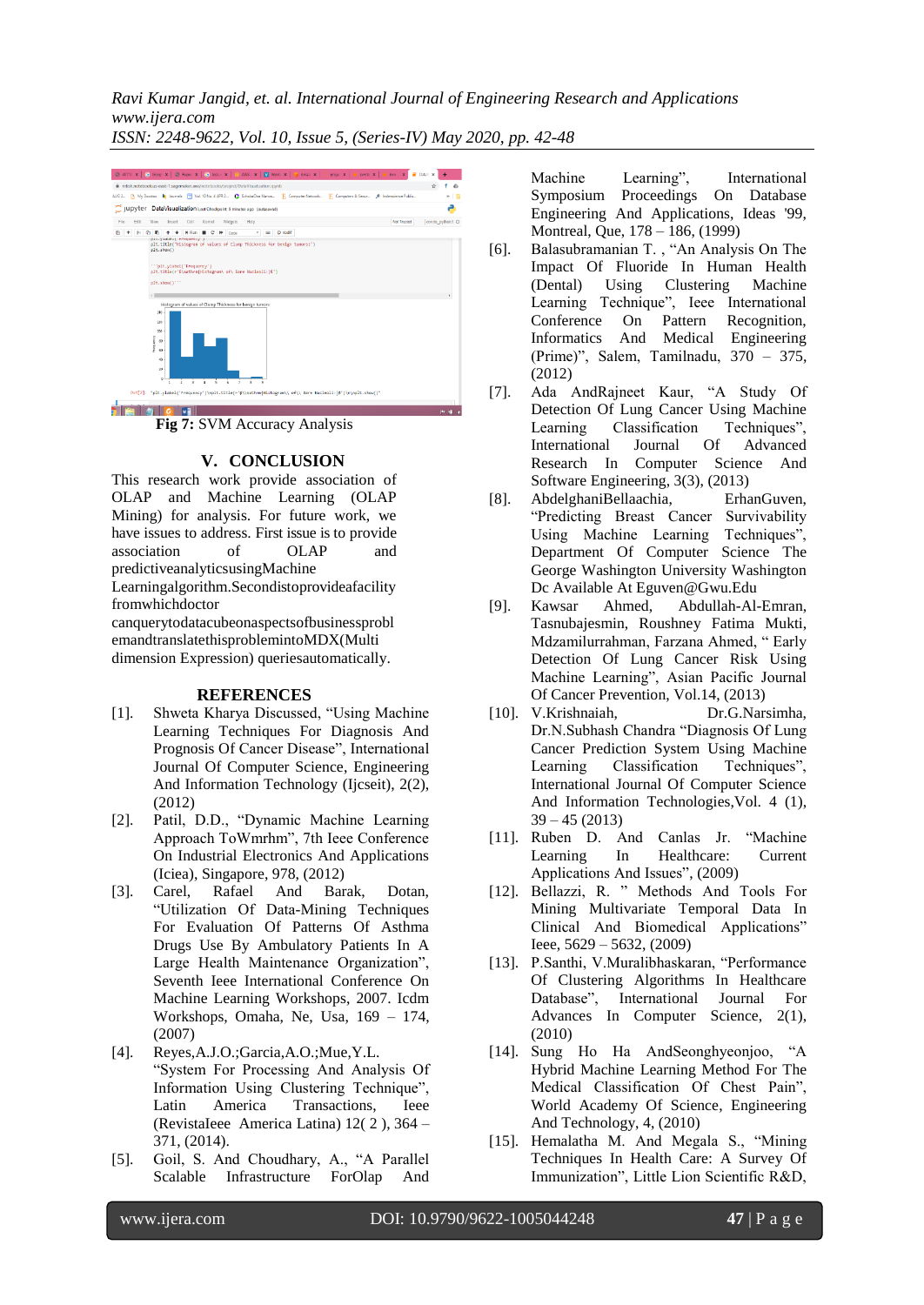Fig 7: SVM Accuracy Analysis

## V. CONCLUSION

This research work provide association of OLAP and Machine Learning (OLAP Mining) for analysis. For future work, we have issues to address. First issue is to provide association of OLAP and predictiveanalyticsusingMachine Learningalgorithm.Secondistoprovideafacility fromwhichdoctor canquerytodatacubeonaspectsofbusinessproblemandtranslatethisproblemintoMDX(Multi dimension Expression) queriesautomatically.

## REFERENCES

[1]. Shweta Kharya Discussed, "Using Machine Learning Techniques For Diagnosis And Prognosis Of Cancer Disease", International Journal Of Computer Science, Engineering And Information Technology (Ijcseit), 2(2), (2012)

[2]. Patil, D.D., "Dynamic Machine Learning Approach ToWmrhm", 7th Ieee Conference On Industrial Electronics And Applications (Iciea), Singapore, 978, (2012)

[3]. Carel, Rafael And Barak, Dotan, "Utilization Of Data-Mining Techniques For Evaluation Of Patterns Of Asthma Drugs Use By Ambulatory Patients In A Large Health Maintenance Organization", Seventh Ieee International Conference On Machine Learning Workshops, 2007. Icdm Workshops, Omaha, Ne, Usa, 169 – 174, (2007)

[4]. Reyes,A.J.O.;Garcia,A.O.;Mue,Y.L. "System For Processing And Analysis Of Information Using Clustering Technique", Latin America Transactions, Ieee (RevistaIeee America Latina) 12( 2 ), 364 – 371, (2014).

[5]. Goil, S. And Choudhary, A., "A Parallel Scalable Infrastructure ForOlap And Machine Learning", International Symposium Proceedings On Database Engineering And Applications, Ideas '99, Montreal, Que, 178 – 186, (1999)

[6]. Balasubramanian T. , "An Analysis On The Impact Of Fluoride In Human Health (Dental) Using Clustering Machine Learning Technique", Ieee International Conference On Pattern Recognition, Informatics And Medical Engineering (Prime)", Salem, Tamilnadu, 370 – 375, (2012)

[7]. Ada AndRajneet Kaur, "A Study Of Detection Of Lung Cancer Using Machine Learning Classification Techniques", International Journal Of Advanced Research In Computer Science And Software Engineering, 3(3), (2013)

[8]. AbdelghaniBellaachia, ErhanGuven, "Predicting Breast Cancer Survivability Using Machine Learning Techniques", Department Of Computer Science The George Washington University Washington Dc Available At Eguven@Gwu.Edu

[9]. Kawsar Ahmed, Abdullah-Al-Emran, Tasnubajesmin, Roushney Fatima Mukti, Mdzamilurrahman, Farzana Ahmed, " Early Detection Of Lung Cancer Risk Using Machine Learning", Asian Pacific Journal Of Cancer Prevention, Vol.14, (2013)

[10]. V.Krishnaiah, Dr.G.Narsimha, Dr.N.Subhash Chandra "Diagnosis Of Lung Cancer Prediction System Using Machine Learning Classification Techniques", International Journal Of Computer Science And Information Technologies,Vol. 4 (1), 39 – 45 (2013)

[11]. Ruben D. And Canlas Jr. "Machine Learning In Healthcare: Current Applications And Issues", (2009)

[12]. Bellazzi, R. " Methods And Tools For Mining Multivariate Temporal Data In Clinical And Biomedical Applications" Ieee, 5629 – 5632, (2009)

[13]. P.Santhi, V.Muralibhaskaran, "Performance Of Clustering Algorithms In Healthcare Database", International Journal For Advances In Computer Science, 2(1), (2010)

[14]. Sung Ho Ha AndSeonghyeonjoo, "A Hybrid Machine Learning Method For The Medical Classification Of Chest Pain", World Academy Of Science, Engineering And Technology, 4, (2010)

[15]. Hemalatha M. And Megala S., "Mining Techniques In Health Care: A Survey Of Immunization", Little Lion Scientific R&D,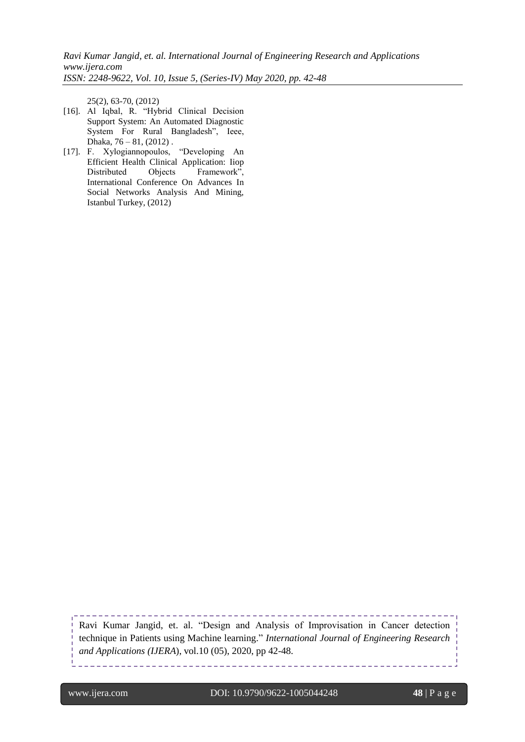25(2), 63-70, (2012)

[16]. Al Iqbal, R. "Hybrid Clinical Decision Support System: An Automated Diagnostic System For Rural Bangladesh", Ieee, Dhaka, 76 – 81, (2012) .

[17]. F. Xylogiannopoulos, "Developing An Efficient Health Clinical Application: Iiop Distributed Objects Framework", International Conference On Advances In Social Networks Analysis And Mining, Istanbul Turkey, (2012)

Ravi Kumar Jangid, et. al. "Design and Analysis of Improvisation in Cancer detection technique in Patients using Machine learning." *International Journal of Engineering Research and Applications (IJERA*), vol.10 (05), 2020, pp 42-48.